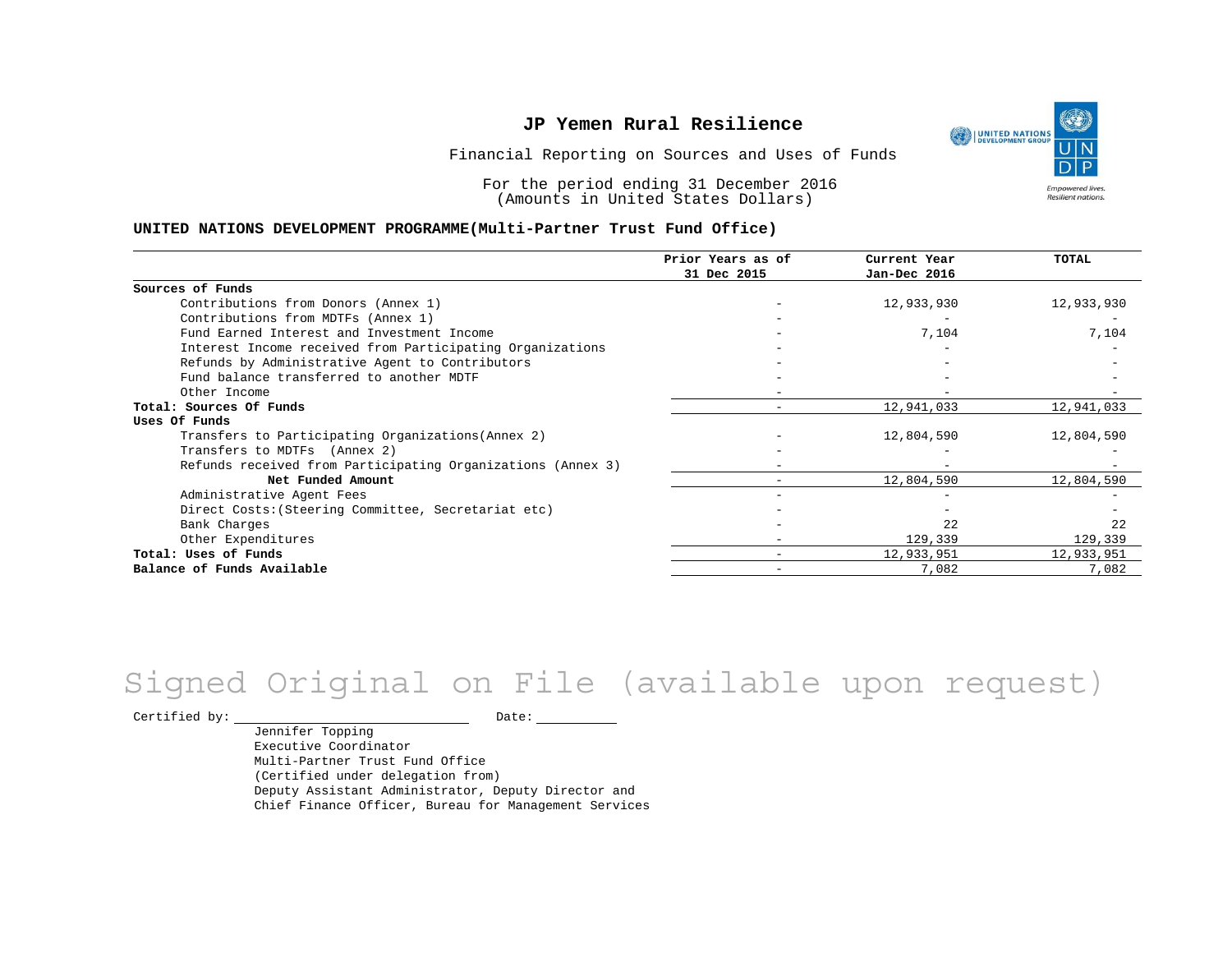# JP Yemen Rural Resilience

Financial Reporting on Sources and Uses of Funds

For the period ending 31 December 2016
(Amounts in United States Dollars)

## UNITED NATIONS DEVELOPMENT PROGRAMME(Multi-Partner Trust Fund Office)

| | Prior Years as of 31 Dec 2015 | Current Year Jan-Dec 2016 | TOTAL |
|---|---|---|---|
| **Sources of Funds** | | | |
| Contributions from Donors (Annex 1) | - | 12,933,930 | 12,933,930 |
| Contributions from MDTFs (Annex 1) | - | - | - |
| Fund Earned Interest and Investment Income | - | 7,104 | 7,104 |
| Interest Income received from Participating Organizations | - | - | - |
| Refunds by Administrative Agent to Contributors | - | - | - |
| Fund balance transferred to another MDTF | - | - | - |
| Other Income | - | - | - |
| **Total: Sources Of Funds** | - | 12,941,033 | 12,941,033 |
| **Uses Of Funds** | | | |
| Transfers to Participating Organizations(Annex 2) | - | 12,804,590 | 12,804,590 |
| Transfers to MDTFs (Annex 2) | - | - | - |
| Refunds received from Participating Organizations (Annex 3) | - | - | - |
| **Net Funded Amount** | - | 12,804,590 | 12,804,590 |
| Administrative Agent Fees | - | - | - |
| Direct Costs:(Steering Committee, Secretariat etc) | - | - | - |
| Bank Charges | - | 22 | 22 |
| Other Expenditures | - | 129,339 | 129,339 |
| **Total: Uses of Funds** | - | 12,933,951 | 12,933,951 |
| **Balance of Funds Available** | - | 7,082 | 7,082 |

Signed Original on File (available upon request)

Certified by: \_\_\_\_\_\_\_\_\_\_\_\_\_\_\_\_ Date: \_\_\_\_\_\_\_\_

Jennifer Topping
Executive Coordinator
Multi-Partner Trust Fund Office
(Certified under delegation from)
Deputy Assistant Administrator, Deputy Director and
Chief Finance Officer, Bureau for Management Services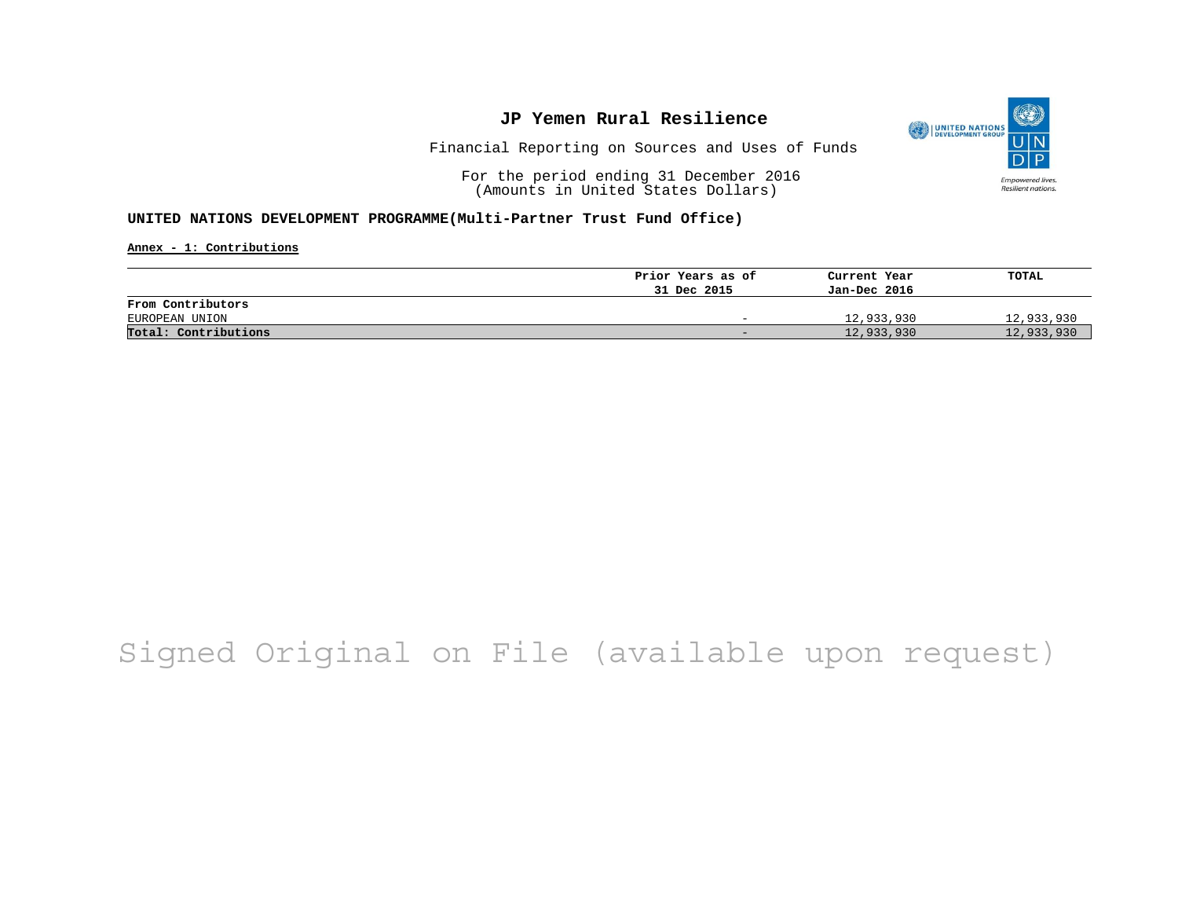# JP Yemen Rural Resilience

Financial Reporting on Sources and Uses of Funds

For the period ending 31 December 2016
(Amounts in United States Dollars)

**UNITED NATIONS DEVELOPMENT PROGRAMME(Multi-Partner Trust Fund Office)**

**Annex - 1: Contributions**

| | Prior Years as of 31 Dec 2015 | Current Year Jan-Dec 2016 | TOTAL |
|---|---|---|---|
| **From Contributors** | | | |
| EUROPEAN UNION | - | 12,933,930 | 12,933,930 |
| **Total: Contributions** | - | 12,933,930 | 12,933,930 |

Signed Original on File (available upon request)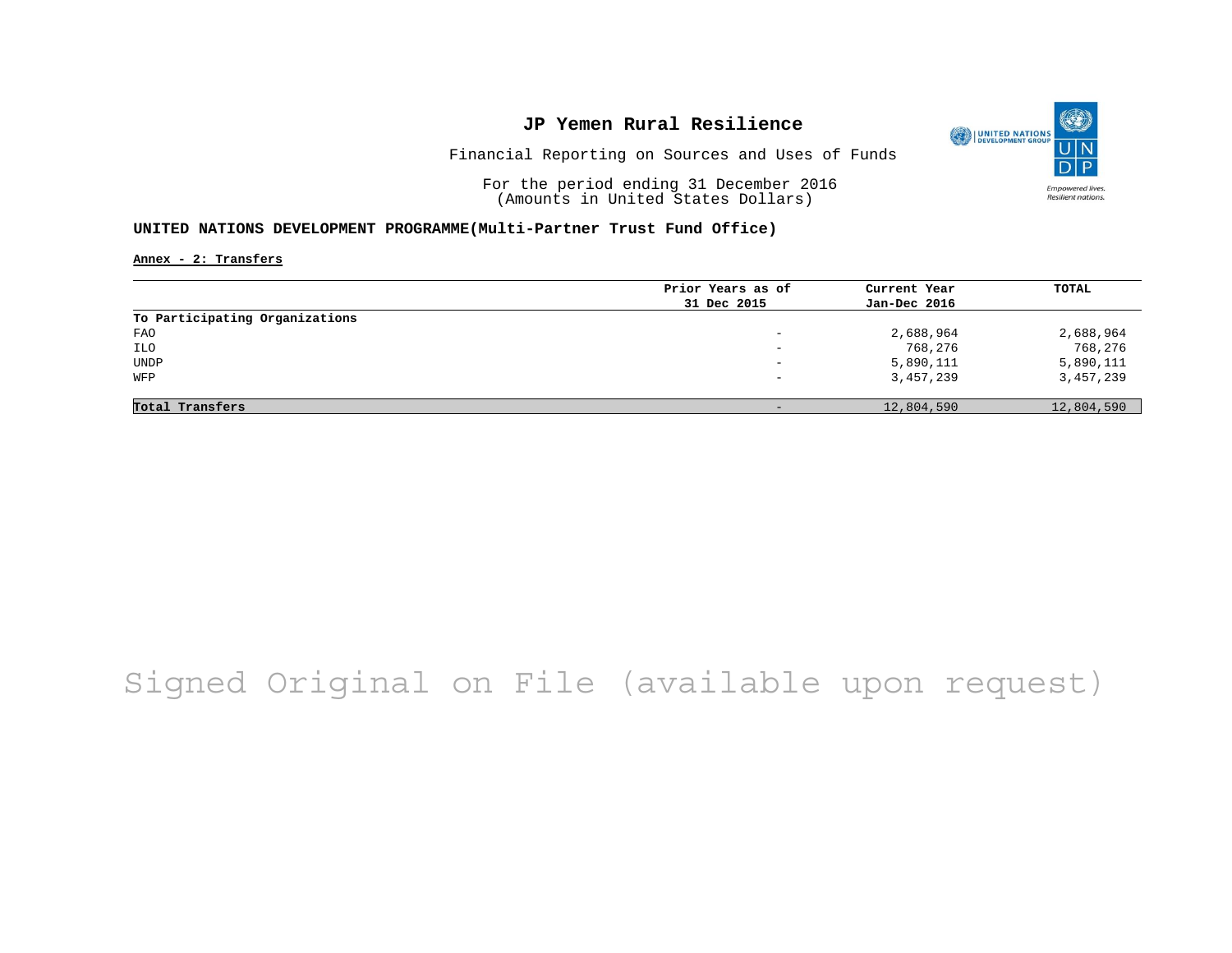# JP Yemen Rural Resilience

Financial Reporting on Sources and Uses of Funds

For the period ending 31 December 2016
(Amounts in United States Dollars)

**UNITED NATIONS DEVELOPMENT PROGRAMME(Multi-Partner Trust Fund Office)**

**Annex - 2: Transfers**

| | Prior Years as of 31 Dec 2015 | Current Year Jan-Dec 2016 | TOTAL |
|---|---|---|---|
| **To Participating Organizations** | | | |
| FAO | - | 2,688,964 | 2,688,964 |
| ILO | - | 768,276 | 768,276 |
| UNDP | - | 5,890,111 | 5,890,111 |
| WFP | - | 3,457,239 | 3,457,239 |
| **Total Transfers** | - | 12,804,590 | 12,804,590 |

Signed Original on File (available upon request)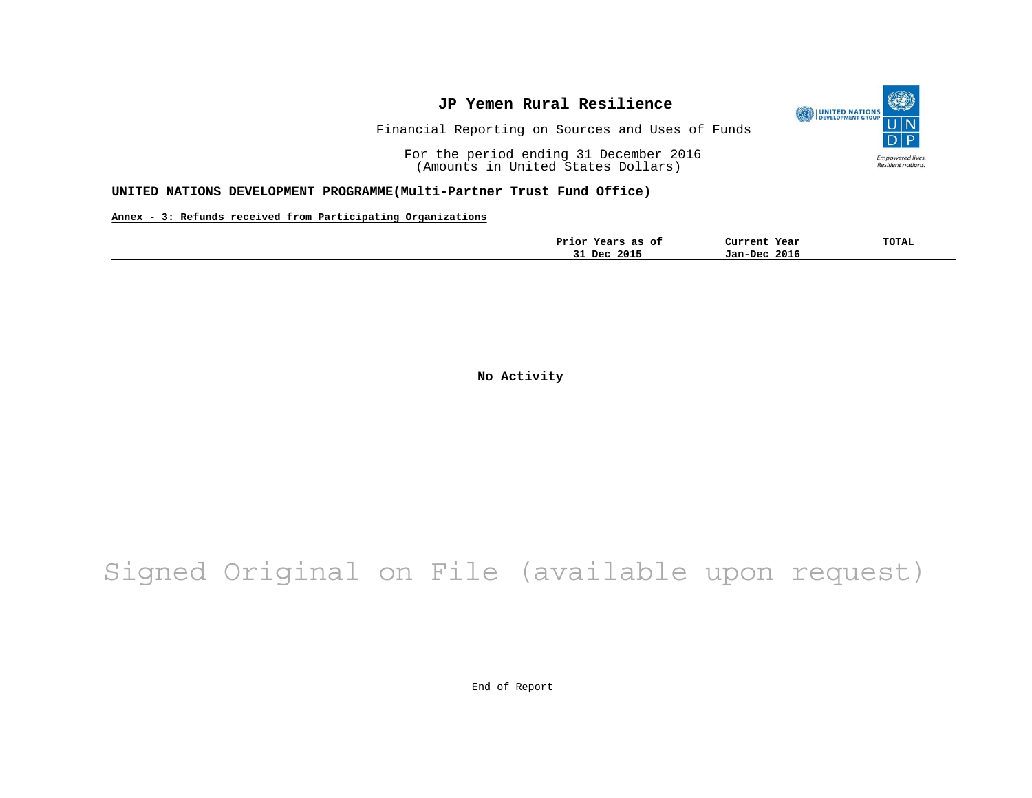# JP Yemen Rural Resilience

Financial Reporting on Sources and Uses of Funds

For the period ending 31 December 2016
(Amounts in United States Dollars)

**UNITED NATIONS DEVELOPMENT PROGRAMME(Multi-Partner Trust Fund Office)**

**Annex - 3: Refunds received from Participating Organizations**

| | Prior Years as of 31 Dec 2015 | Current Year Jan-Dec 2016 | TOTAL |
|---|---|---|---|

**No Activity**

Signed Original on File (available upon request)

End of Report